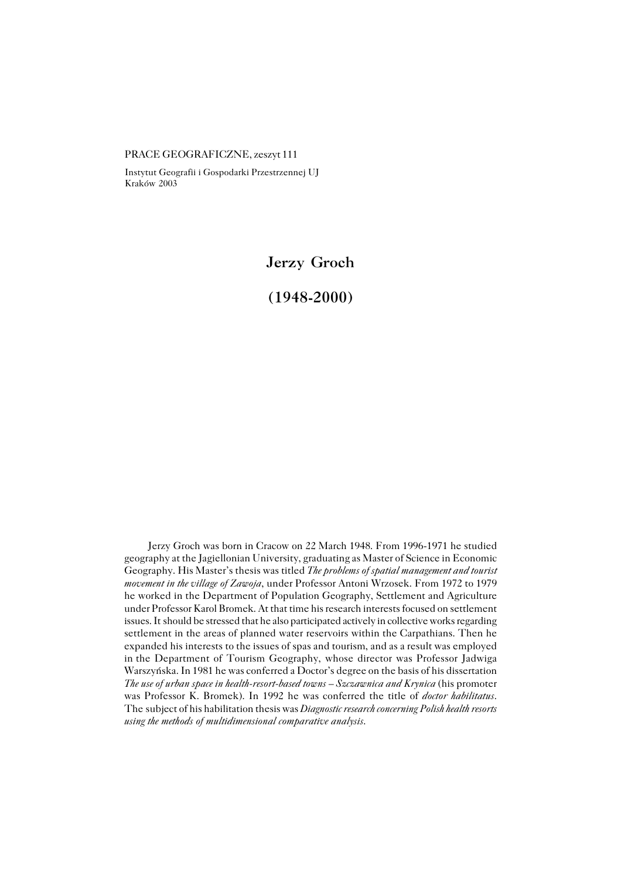PRACE GEOGRAFICZNE, zeszyt 111

Instytut Geografii i Gospodarki Przestrzennej UJ
Kraków 2003

# Jerzy Groch

# (1948-2000)

Jerzy Groch was born in Cracow on 22 March 1948. From 1996-1971 he studied geography at the Jagiellonian University, graduating as Master of Science in Economic Geography. His Master's thesis was titled *The problems of spatial management and tourist movement in the village of Zawoja*, under Professor Antoni Wrzosek. From 1972 to 1979 he worked in the Department of Population Geography, Settlement and Agriculture under Professor Karol Bromek. At that time his research interests focused on settlement issues. It should be stressed that he also participated actively in collective works regarding settlement in the areas of planned water reservoirs within the Carpathians. Then he expanded his interests to the issues of spas and tourism, and as a result was employed in the Department of Tourism Geography, whose director was Professor Jadwiga Warszyńska. In 1981 he was conferred a Doctor's degree on the basis of his dissertation *The use of urban space in health-resort-based towns – Szczawnica and Krynica* (his promoter was Professor K. Bromek). In 1992 he was conferred the title of *doctor habilitatus*. The subject of his habilitation thesis was *Diagnostic research concerning Polish health resorts using the methods of multidimensional comparative analysis*.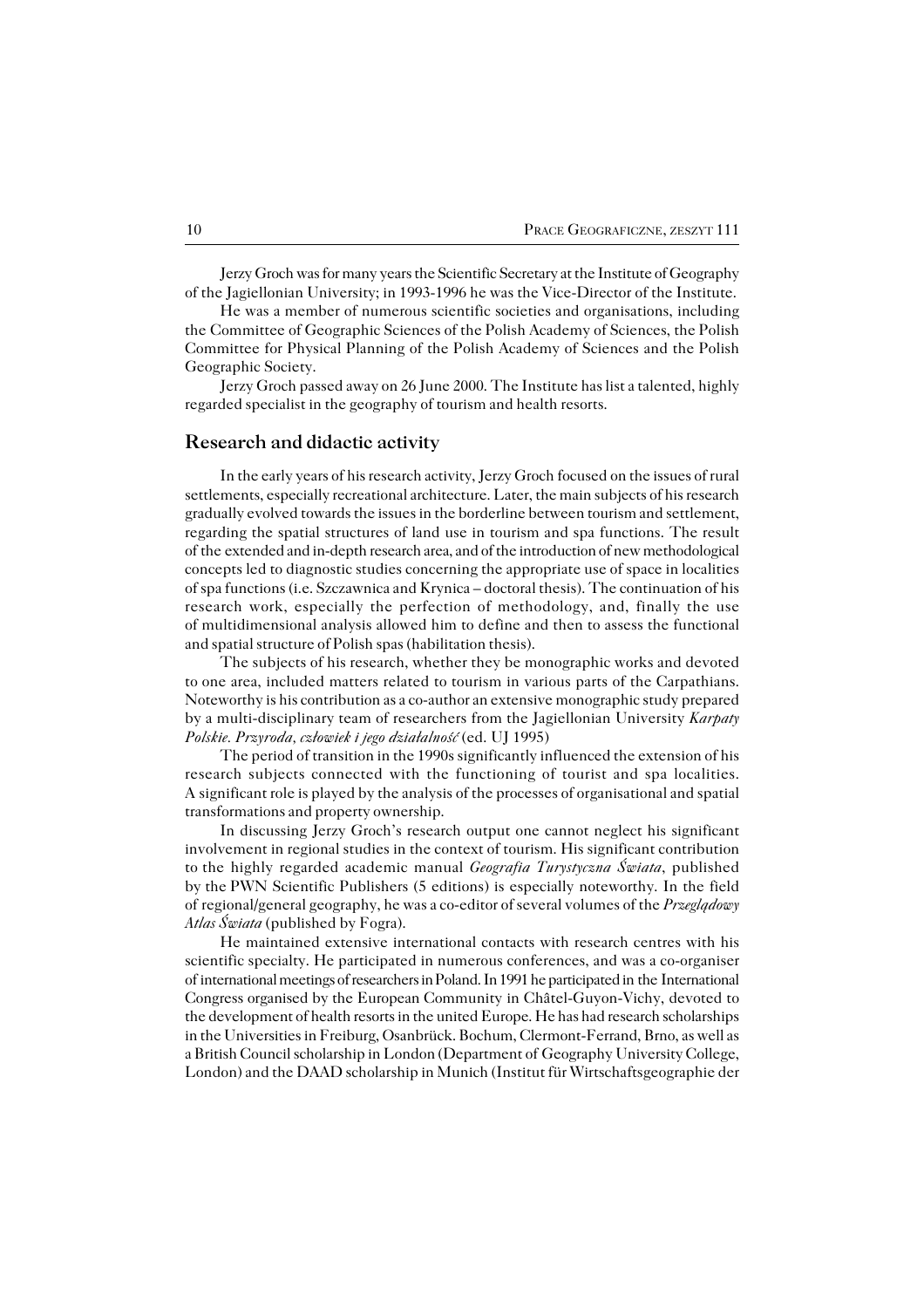Jerzy Groch was for many years the Scientific Secretary at the Institute of Geography of the Jagiellonian University; in 1993-1996 he was the Vice-Director of the Institute.

He was a member of numerous scientific societies and organisations, including the Committee of Geographic Sciences of the Polish Academy of Sciences, the Polish Committee for Physical Planning of the Polish Academy of Sciences and the Polish Geographic Society.

Jerzy Groch passed away on 26 June 2000. The Institute has list a talented, highly regarded specialist in the geography of tourism and health resorts.

## Research and didactic activity

In the early years of his research activity, Jerzy Groch focused on the issues of rural settlements, especially recreational architecture. Later, the main subjects of his research gradually evolved towards the issues in the borderline between tourism and settlement, regarding the spatial structures of land use in tourism and spa functions. The result of the extended and in-depth research area, and of the introduction of new methodological concepts led to diagnostic studies concerning the appropriate use of space in localities of spa functions (i.e. Szczawnica and Krynica – doctoral thesis). The continuation of his research work, especially the perfection of methodology, and, finally the use of multidimensional analysis allowed him to define and then to assess the functional and spatial structure of Polish spas (habilitation thesis).

The subjects of his research, whether they be monographic works and devoted to one area, included matters related to tourism in various parts of the Carpathians. Noteworthy is his contribution as a co-author an extensive monographic study prepared by a multi-disciplinary team of researchers from the Jagiellonian University *Karpaty Polskie. Przyroda, człowiek i jego działalność* (ed. UJ 1995)

The period of transition in the 1990s significantly influenced the extension of his research subjects connected with the functioning of tourist and spa localities. A significant role is played by the analysis of the processes of organisational and spatial transformations and property ownership.

In discussing Jerzy Groch's research output one cannot neglect his significant involvement in regional studies in the context of tourism. His significant contribution to the highly regarded academic manual *Geografia Turystyczna Świata*, published by the PWN Scientific Publishers (5 editions) is especially noteworthy. In the field of regional/general geography, he was a co-editor of several volumes of the *Przeglądowy Atlas Świata* (published by Fogra).

He maintained extensive international contacts with research centres with his scientific specialty. He participated in numerous conferences, and was a co-organiser of international meetings of researchers in Poland. In 1991 he participated in the International Congress organised by the European Community in Châtel-Guyon-Vichy, devoted to the development of health resorts in the united Europe. He has had research scholarships in the Universities in Freiburg, Osanbrück. Bochum, Clermont-Ferrand, Brno, as well as a British Council scholarship in London (Department of Geography University College, London) and the DAAD scholarship in Munich (Institut für Wirtschaftsgeographie der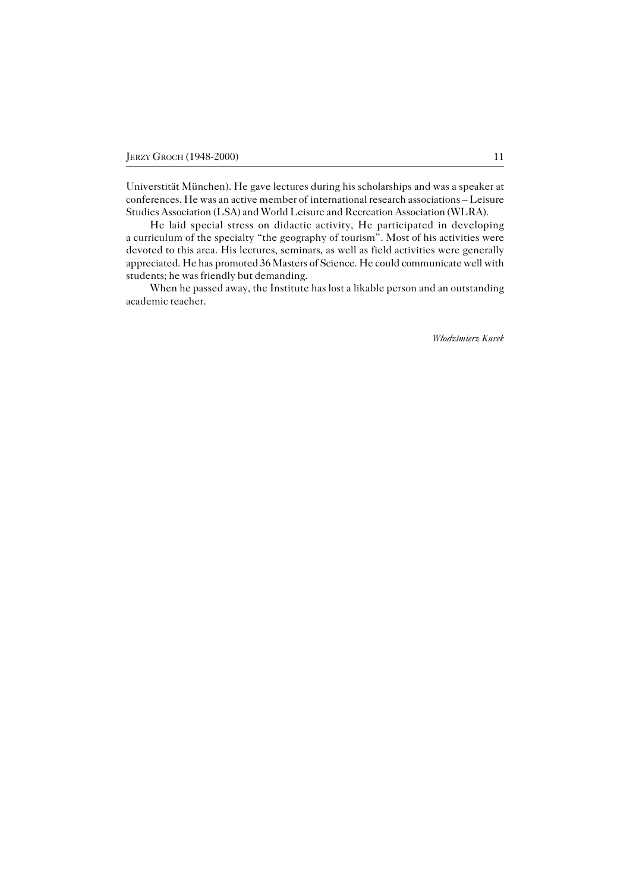Universtität München). He gave lectures during his scholarships and was a speaker at conferences. He was an active member of international research associations – Leisure Studies Association (LSA) and World Leisure and Recreation Association (WLRA).

He laid special stress on didactic activity, He participated in developing a curriculum of the specialty "the geography of tourism". Most of his activities were devoted to this area. His lectures, seminars, as well as field activities were generally appreciated. He has promoted 36 Masters of Science. He could communicate well with students; he was friendly but demanding.

When he passed away, the Institute has lost a likable person and an outstanding academic teacher.

*Włodzimierz Kurek*